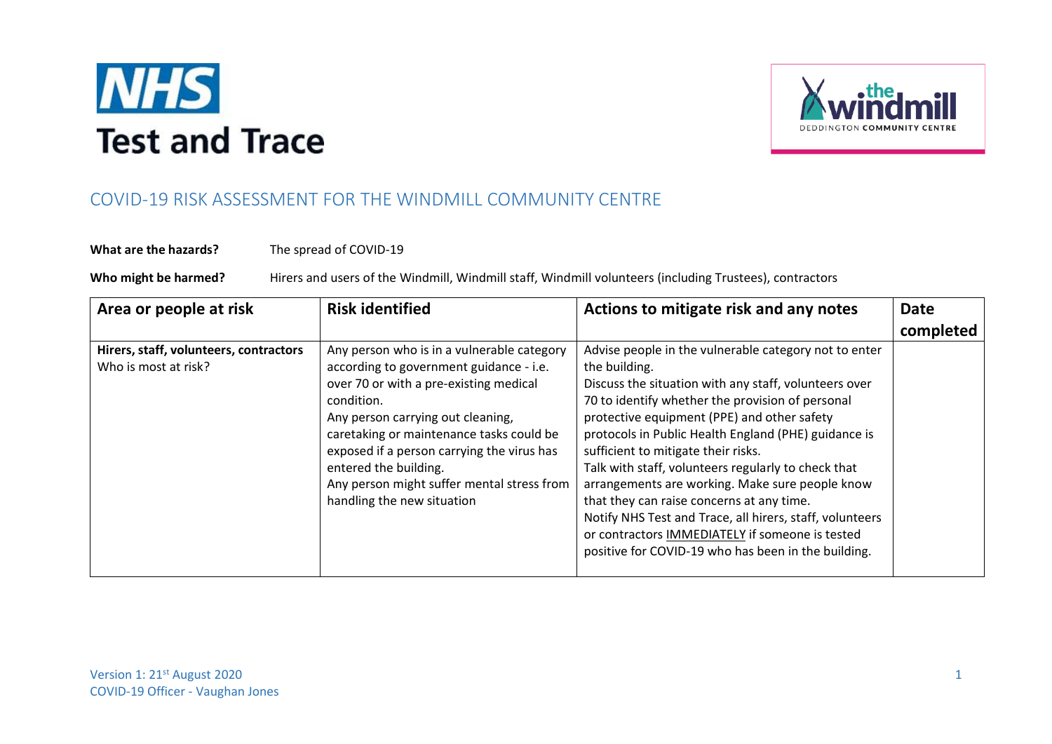NHS Test and Trace

the windmill
DEDDINGTON COMMUNITY CENTRE

# COVID-19 RISK ASSESSMENT FOR THE WINDMILL COMMUNITY CENTRE

**What are the hazards?** The spread of COVID-19

**Who might be harmed?** Hirers and users of the Windmill, Windmill staff, Windmill volunteers (including Trustees), contractors

| Area or people at risk | Risk identified | Actions to mitigate risk and any notes | Date completed |
|---|---|---|---|
| **Hirers, staff, volunteers, contractors** <br> Who is most at risk? | Any person who is in a vulnerable category according to government guidance - i.e. over 70 or with a pre-existing medical condition. <br> Any person carrying out cleaning, caretaking or maintenance tasks could be exposed if a person carrying the virus has entered the building. <br> Any person might suffer mental stress from handling the new situation | Advise people in the vulnerable category not to enter the building. <br> Discuss the situation with any staff, volunteers over 70 to identify whether the provision of personal protective equipment (PPE) and other safety protocols in Public Health England (PHE) guidance is sufficient to mitigate their risks. <br> Talk with staff, volunteers regularly to check that arrangements are working. Make sure people know that they can raise concerns at any time. <br> Notify NHS Test and Trace, all hirers, staff, volunteers or contractors IMMEDIATELY if someone is tested positive for COVID-19 who has been in the building. | |

Version 1: 21st August 2020
COVID-19 Officer - Vaughan Jones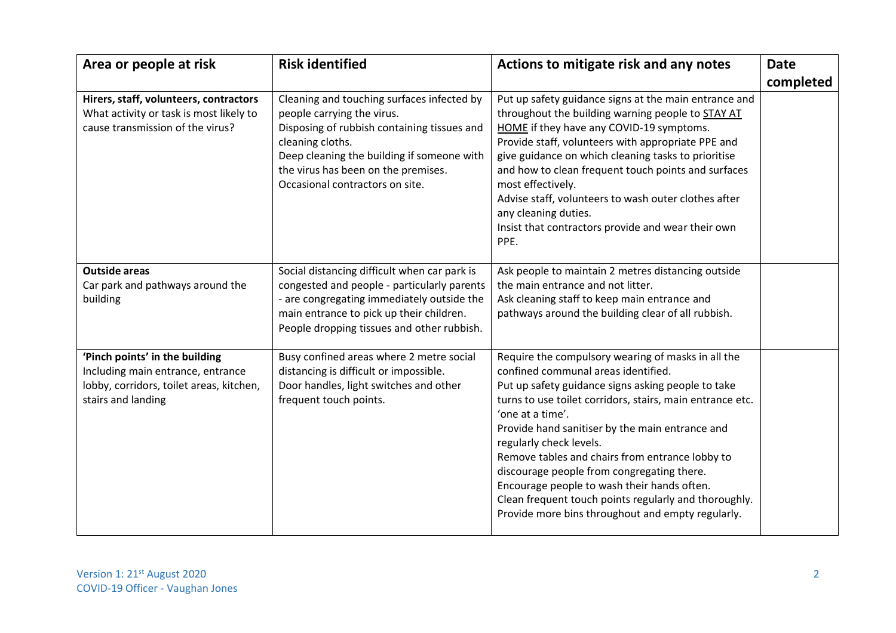| Area or people at risk | Risk identified | Actions to mitigate risk and any notes | Date completed |
|---|---|---|---|
| **Hirers, staff, volunteers, contractors**<br>What activity or task is most likely to cause transmission of the virus? | Cleaning and touching surfaces infected by people carrying the virus.<br>Disposing of rubbish containing tissues and cleaning cloths.<br>Deep cleaning the building if someone with the virus has been on the premises.<br>Occasional contractors on site. | Put up safety guidance signs at the main entrance and throughout the building warning people to STAY AT HOME if they have any COVID-19 symptoms.<br>Provide staff, volunteers with appropriate PPE and give guidance on which cleaning tasks to prioritise and how to clean frequent touch points and surfaces most effectively.<br>Advise staff, volunteers to wash outer clothes after any cleaning duties.<br>Insist that contractors provide and wear their own PPE. | |
| **Outside areas**<br>Car park and pathways around the building | Social distancing difficult when car park is congested and people - particularly parents - are congregating immediately outside the main entrance to pick up their children.<br>People dropping tissues and other rubbish. | Ask people to maintain 2 metres distancing outside the main entrance and not litter.<br>Ask cleaning staff to keep main entrance and pathways around the building clear of all rubbish. | |
| **'Pinch points' in the building**<br>Including main entrance, entrance lobby, corridors, toilet areas, kitchen, stairs and landing | Busy confined areas where 2 metre social distancing is difficult or impossible.<br>Door handles, light switches and other frequent touch points. | Require the compulsory wearing of masks in all the confined communal areas identified.<br>Put up safety guidance signs asking people to take turns to use toilet corridors, stairs, main entrance etc. 'one at a time'.<br>Provide hand sanitiser by the main entrance and regularly check levels.<br>Remove tables and chairs from entrance lobby to discourage people from congregating there.<br>Encourage people to wash their hands often.<br>Clean frequent touch points regularly and thoroughly.<br>Provide more bins throughout and empty regularly. | |

Version 1: 21st August 2020
COVID-19 Officer - Vaughan Jones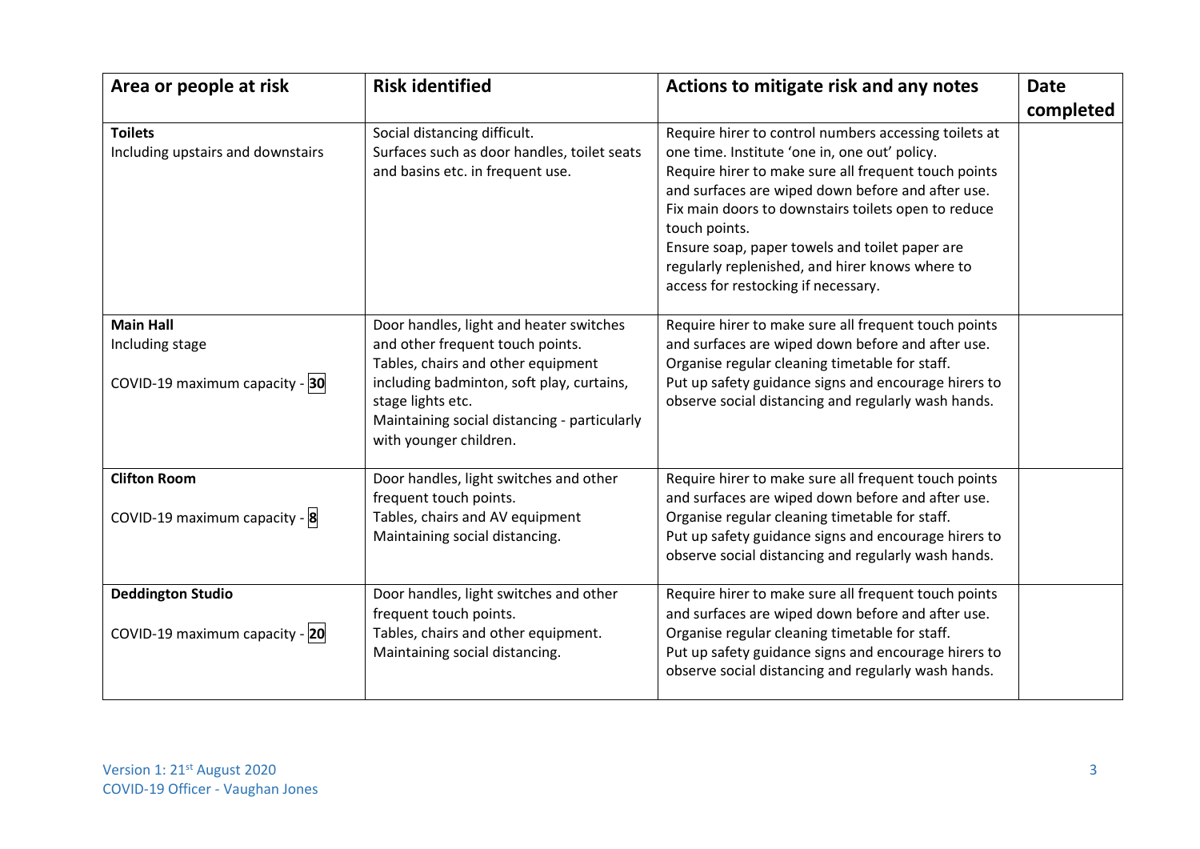| Area or people at risk | Risk identified | Actions to mitigate risk and any notes | Date completed |
|---|---|---|---|
| **Toilets**<br>Including upstairs and downstairs | Social distancing difficult.<br>Surfaces such as door handles, toilet seats and basins etc. in frequent use. | Require hirer to control numbers accessing toilets at one time. Institute 'one in, one out' policy.<br>Require hirer to make sure all frequent touch points and surfaces are wiped down before and after use.<br>Fix main doors to downstairs toilets open to reduce touch points.<br>Ensure soap, paper towels and toilet paper are regularly replenished, and hirer knows where to access for restocking if necessary. | |
| **Main Hall**<br>Including stage<br><br>COVID-19 maximum capacity - **30** | Door handles, light and heater switches and other frequent touch points.<br>Tables, chairs and other equipment including badminton, soft play, curtains, stage lights etc.<br>Maintaining social distancing - particularly with younger children. | Require hirer to make sure all frequent touch points and surfaces are wiped down before and after use.<br>Organise regular cleaning timetable for staff.<br>Put up safety guidance signs and encourage hirers to observe social distancing and regularly wash hands. | |
| **Clifton Room**<br><br>COVID-19 maximum capacity - **8** | Door handles, light switches and other frequent touch points.<br>Tables, chairs and AV equipment<br>Maintaining social distancing. | Require hirer to make sure all frequent touch points and surfaces are wiped down before and after use.<br>Organise regular cleaning timetable for staff.<br>Put up safety guidance signs and encourage hirers to observe social distancing and regularly wash hands. | |
| **Deddington Studio**<br><br>COVID-19 maximum capacity - **20** | Door handles, light switches and other frequent touch points.<br>Tables, chairs and other equipment.<br>Maintaining social distancing. | Require hirer to make sure all frequent touch points and surfaces are wiped down before and after use.<br>Organise regular cleaning timetable for staff.<br>Put up safety guidance signs and encourage hirers to observe social distancing and regularly wash hands. | |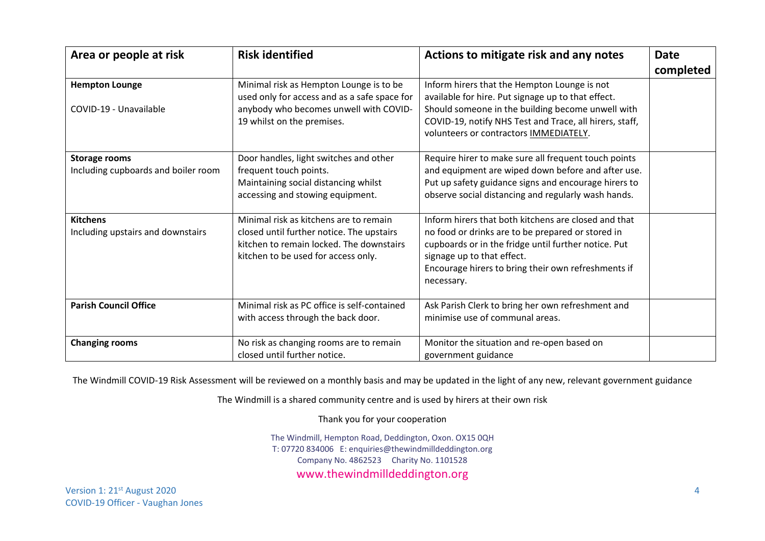| Area or people at risk | Risk identified | Actions to mitigate risk and any notes | Date completed |
|---|---|---|---|
| **Hempton Lounge**<br><br>COVID-19 - Unavailable | Minimal risk as Hempton Lounge is to be used only for access and as a safe space for anybody who becomes unwell with COVID-19 whilst on the premises. | Inform hirers that the Hempton Lounge is not available for hire. Put signage up to that effect. Should someone in the building become unwell with COVID-19, notify NHS Test and Trace, all hirers, staff, volunteers or contractors IMMEDIATELY. | |
| **Storage rooms**<br>Including cupboards and boiler room | Door handles, light switches and other frequent touch points.<br>Maintaining social distancing whilst accessing and stowing equipment. | Require hirer to make sure all frequent touch points and equipment are wiped down before and after use. Put up safety guidance signs and encourage hirers to observe social distancing and regularly wash hands. | |
| **Kitchens**<br>Including upstairs and downstairs | Minimal risk as kitchens are to remain closed until further notice. The upstairs kitchen to remain locked. The downstairs kitchen to be used for access only. | Inform hirers that both kitchens are closed and that no food or drinks are to be prepared or stored in cupboards or in the fridge until further notice. Put signage up to that effect.<br>Encourage hirers to bring their own refreshments if necessary. | |
| **Parish Council Office** | Minimal risk as PC office is self-contained with access through the back door. | Ask Parish Clerk to bring her own refreshment and minimise use of communal areas. | |
| **Changing rooms** | No risk as changing rooms are to remain closed until further notice. | Monitor the situation and re-open based on government guidance | |

The Windmill COVID-19 Risk Assessment will be reviewed on a monthly basis and may be updated in the light of any new, relevant government guidance

The Windmill is a shared community centre and is used by hirers at their own risk

Thank you for your cooperation

The Windmill, Hempton Road, Deddington, Oxon. OX15 0QH
T: 07720 834006 E: enquiries@thewindmilldeddington.org
Company No. 4862523 Charity No. 1101528
www.thewindmilldeddington.org

Version 1: 21st August 2020
COVID-19 Officer - Vaughan Jones